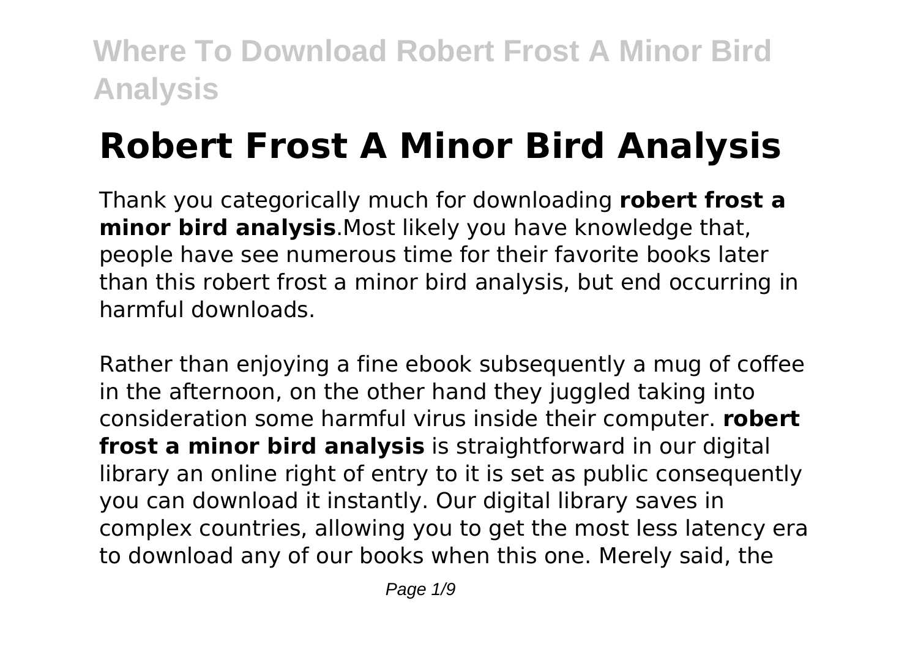# Robert Frost A Minor Bird Analysis

Thank you categorically much for downloading **robert frost a minor bird analysis**.Most likely you have knowledge that, people have see numerous time for their favorite books later than this robert frost a minor bird analysis, but end occurring in harmful downloads.

Rather than enjoying a fine ebook subsequently a mug of coffee in the afternoon, on the other hand they juggled taking into consideration some harmful virus inside their computer. **robert frost a minor bird analysis** is straightforward in our digital library an online right of entry to it is set as public consequently you can download it instantly. Our digital library saves in complex countries, allowing you to get the most less latency era to download any of our books when this one. Merely said, the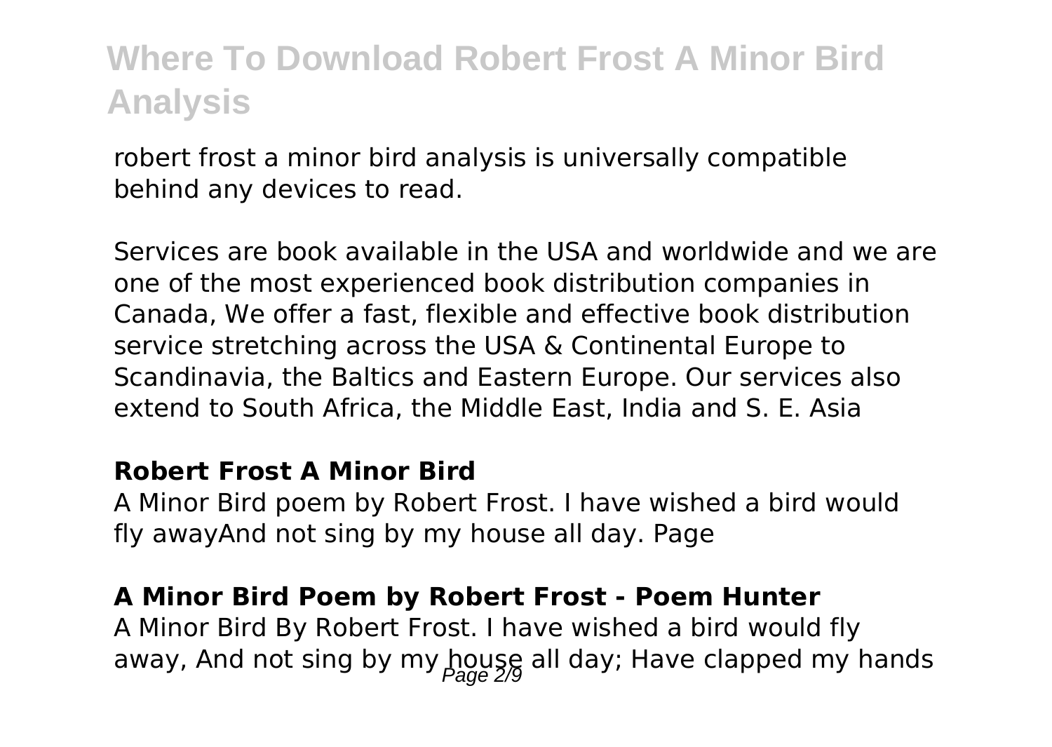robert frost a minor bird analysis is universally compatible behind any devices to read.

Services are book available in the USA and worldwide and we are one of the most experienced book distribution companies in Canada, We offer a fast, flexible and effective book distribution service stretching across the USA & Continental Europe to Scandinavia, the Baltics and Eastern Europe. Our services also extend to South Africa, the Middle East, India and S. E. Asia

**Robert Frost A Minor Bird**

A Minor Bird poem by Robert Frost. I have wished a bird would fly awayAnd not sing by my house all day. Page

**A Minor Bird Poem by Robert Frost - Poem Hunter**

A Minor Bird By Robert Frost. I have wished a bird would fly away, And not sing by my house all day; Have clapped my hands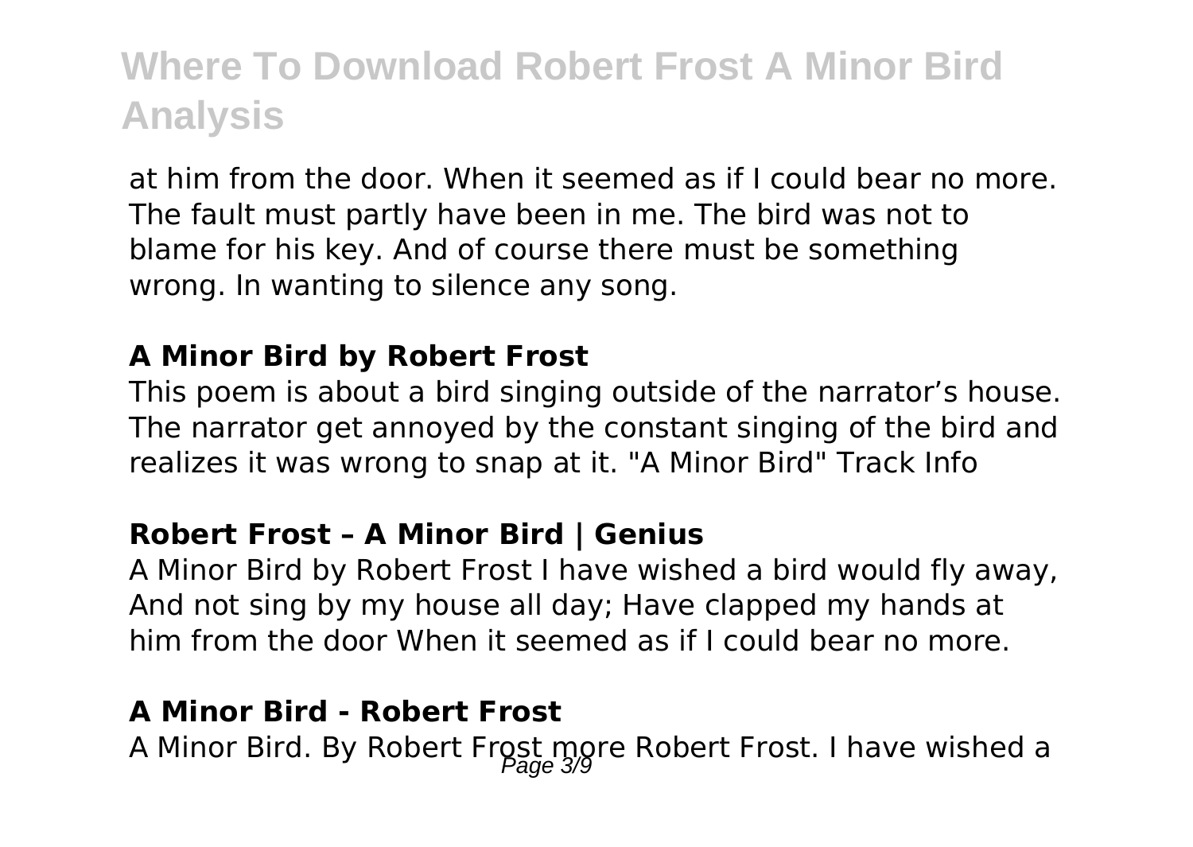at him from the door. When it seemed as if I could bear no more. The fault must partly have been in me. The bird was not to blame for his key. And of course there must be something wrong. In wanting to silence any song.

**A Minor Bird by Robert Frost**

This poem is about a bird singing outside of the narrator's house. The narrator get annoyed by the constant singing of the bird and realizes it was wrong to snap at it. "A Minor Bird" Track Info

**Robert Frost – A Minor Bird | Genius**

A Minor Bird by Robert Frost I have wished a bird would fly away, And not sing by my house all day; Have clapped my hands at him from the door When it seemed as if I could bear no more.

**A Minor Bird - Robert Frost**

A Minor Bird. By Robert Frost more Robert Frost. I have wished a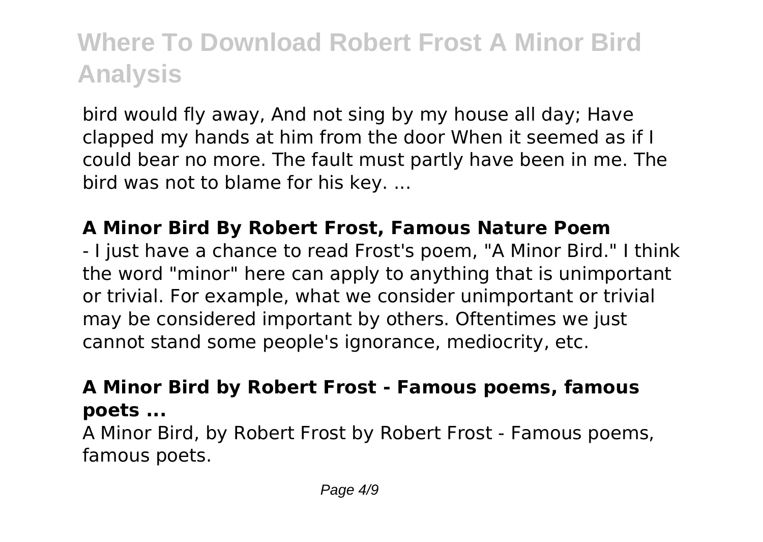bird would fly away, And not sing by my house all day; Have clapped my hands at him from the door When it seemed as if I could bear no more. The fault must partly have been in me. The bird was not to blame for his key. ...

**A Minor Bird By Robert Frost, Famous Nature Poem**

- I just have a chance to read Frost's poem, "A Minor Bird." I think the word "minor" here can apply to anything that is unimportant or trivial. For example, what we consider unimportant or trivial may be considered important by others. Oftentimes we just cannot stand some people's ignorance, mediocrity, etc.

**A Minor Bird by Robert Frost - Famous poems, famous poets ...**

A Minor Bird, by Robert Frost by Robert Frost - Famous poems, famous poets.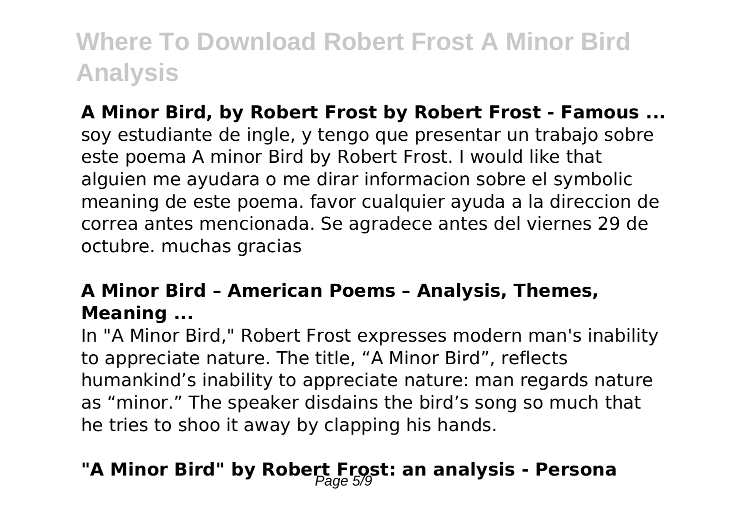**A Minor Bird, by Robert Frost by Robert Frost - Famous ...**

soy estudiante de ingle, y tengo que presentar un trabajo sobre este poema A minor Bird by Robert Frost. I would like that alguien me ayudara o me dirar informacion sobre el symbolic meaning de este poema. favor cualquier ayuda a la direccion de correa antes mencionada. Se agradece antes del viernes 29 de octubre. muchas gracias

**A Minor Bird – American Poems – Analysis, Themes, Meaning ...**

In "A Minor Bird," Robert Frost expresses modern man's inability to appreciate nature. The title, "A Minor Bird", reflects humankind's inability to appreciate nature: man regards nature as "minor." The speaker disdains the bird's song so much that he tries to shoo it away by clapping his hands.

**"A Minor Bird" by Robert Frost: an analysis - Persona**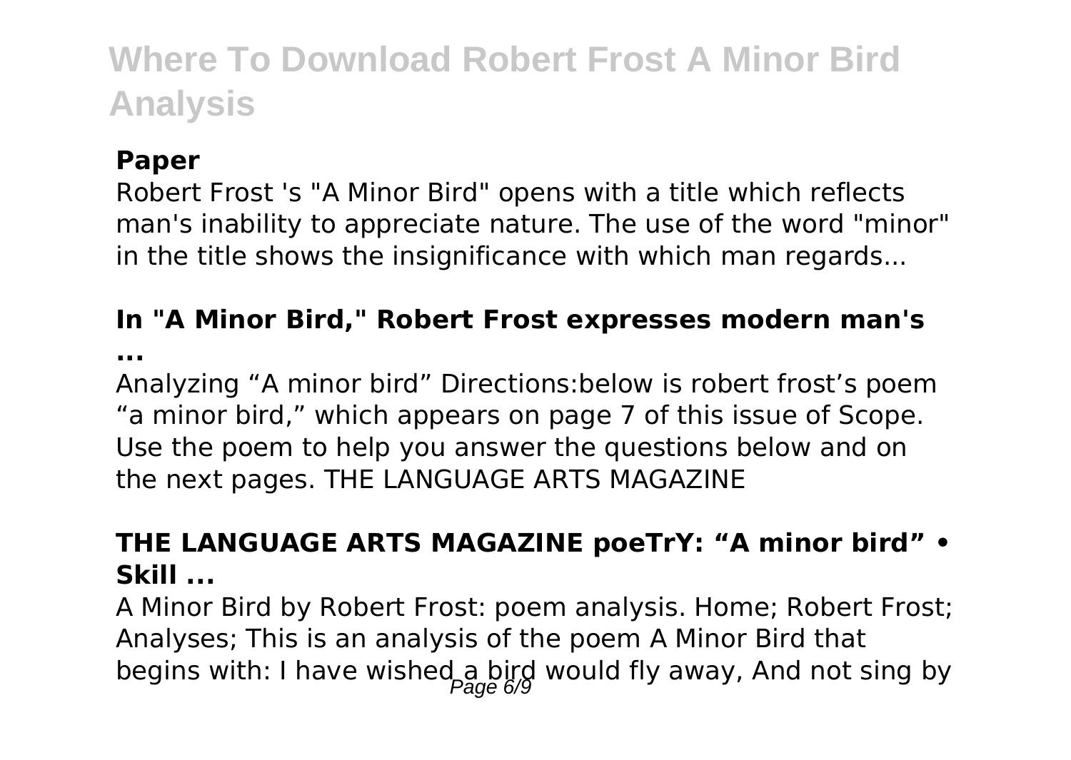## Paper

Robert Frost 's "A Minor Bird" opens with a title which reflects man's inability to appreciate nature. The use of the word "minor" in the title shows the insignificance with which man regards...

## In "A Minor Bird," Robert Frost expresses modern man's ...

Analyzing “A minor bird” Directions:below is robert frost’s poem “a minor bird,” which appears on page 7 of this issue of Scope. Use the poem to help you answer the questions below and on the next pages. THE LANGUAGE ARTS MAGAZINE

## THE LANGUAGE ARTS MAGAZINE poeTrY: “A minor bird” • Skill ...

A Minor Bird by Robert Frost: poem analysis. Home; Robert Frost; Analyses; This is an analysis of the poem A Minor Bird that begins with: I have wished a bird would fly away, And not sing by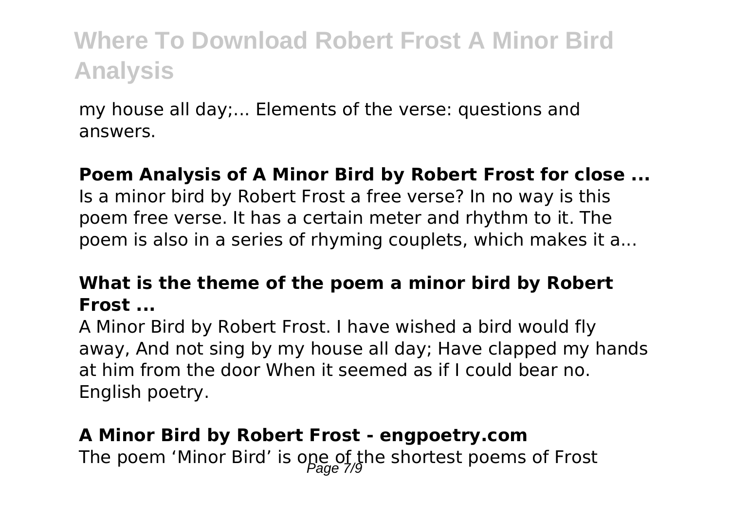my house all day;... Elements of the verse: questions and answers.

**Poem Analysis of A Minor Bird by Robert Frost for close ...**

Is a minor bird by Robert Frost a free verse? In no way is this poem free verse. It has a certain meter and rhythm to it. The poem is also in a series of rhyming couplets, which makes it a...

**What is the theme of the poem a minor bird by Robert Frost ...**

A Minor Bird by Robert Frost. I have wished a bird would fly away, And not sing by my house all day; Have clapped my hands at him from the door When it seemed as if I could bear no. English poetry.

**A Minor Bird by Robert Frost - engpoetry.com**

The poem 'Minor Bird' is one of the shortest poems of Frost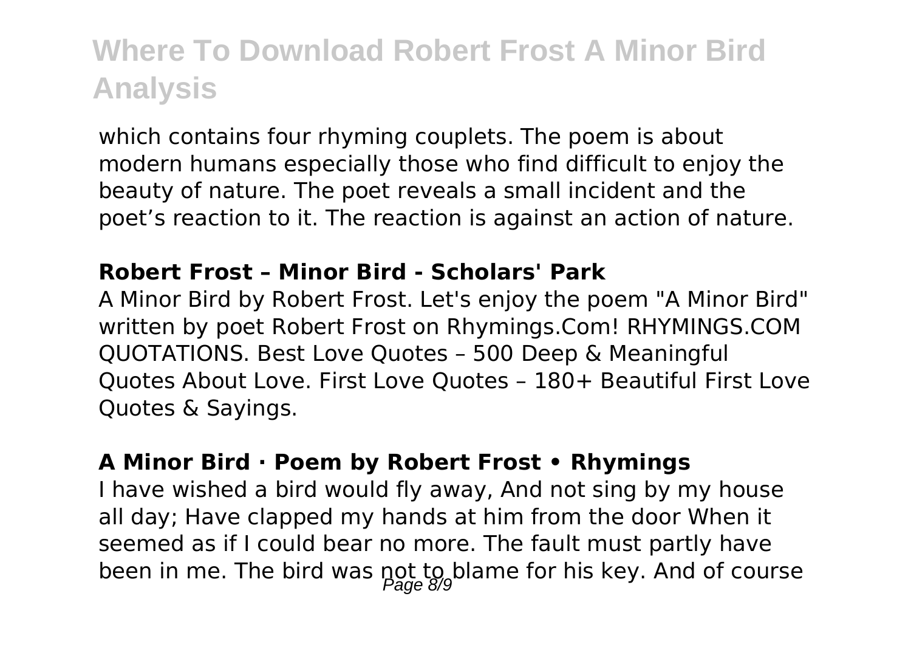which contains four rhyming couplets. The poem is about modern humans especially those who find difficult to enjoy the beauty of nature. The poet reveals a small incident and the poet's reaction to it. The reaction is against an action of nature.

### Robert Frost – Minor Bird - Scholars' Park

A Minor Bird by Robert Frost. Let's enjoy the poem "A Minor Bird" written by poet Robert Frost on Rhymings.Com! RHYMINGS.COM QUOTATIONS. Best Love Quotes – 500 Deep & Meaningful Quotes About Love. First Love Quotes – 180+ Beautiful First Love Quotes & Sayings.

### A Minor Bird · Poem by Robert Frost • Rhymings

I have wished a bird would fly away, And not sing by my house all day; Have clapped my hands at him from the door When it seemed as if I could bear no more. The fault must partly have been in me. The bird was not to blame for his key. And of course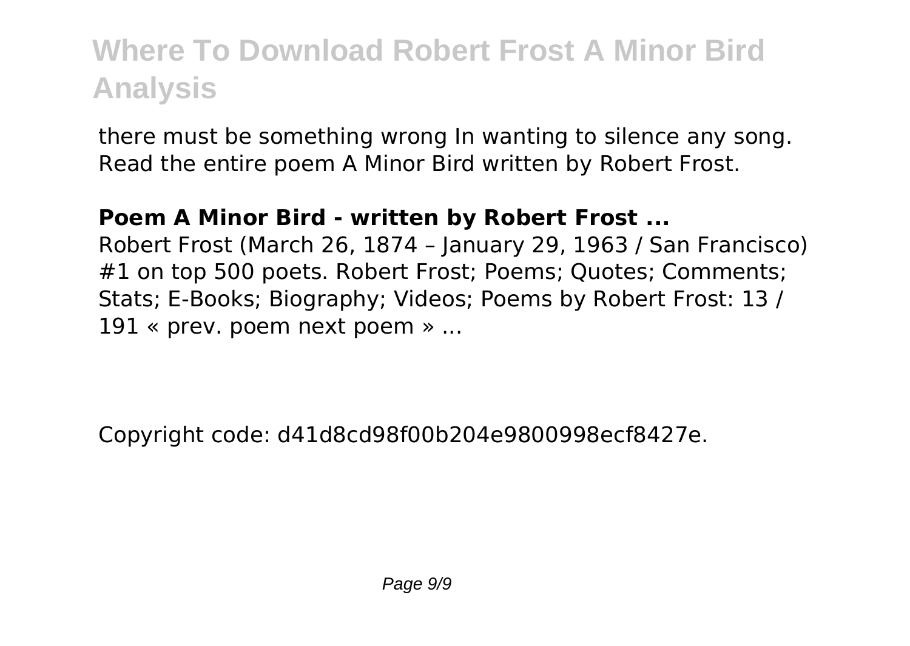there must be something wrong In wanting to silence any song. Read the entire poem A Minor Bird written by Robert Frost.

**Poem A Minor Bird - written by Robert Frost ...**

Robert Frost (March 26, 1874 – January 29, 1963 / San Francisco) #1 on top 500 poets. Robert Frost; Poems; Quotes; Comments; Stats; E-Books; Biography; Videos; Poems by Robert Frost: 13 / 191 « prev. poem next poem » ...

Copyright code: d41d8cd98f00b204e9800998ecf8427e.